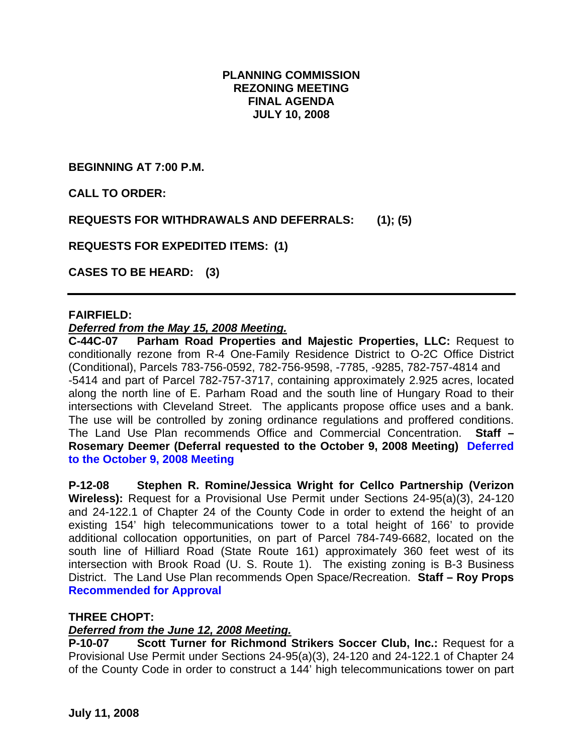# PLANNING COMMISSION
# REZONING MEETING
# FINAL AGENDA
# JULY 10, 2008

**BEGINNING AT 7:00 P.M.**

**CALL TO ORDER:**

**REQUESTS FOR WITHDRAWALS AND DEFERRALS: (1); (5)**

**REQUESTS FOR EXPEDITED ITEMS: (1)**

**CASES TO BE HEARD: (3)**

---

**FAIRFIELD:**

***Deferred from the May 15, 2008 Meeting.***

**C-44C-07 Parham Road Properties and Majestic Properties, LLC:** Request to conditionally rezone from R-4 One-Family Residence District to O-2C Office District (Conditional), Parcels 783-756-0592, 782-756-9598, -7785, -9285, 782-757-4814 and -5414 and part of Parcel 782-757-3717, containing approximately 2.925 acres, located along the north line of E. Parham Road and the south line of Hungary Road to their intersections with Cleveland Street. The applicants propose office uses and a bank. The use will be controlled by zoning ordinance regulations and proffered conditions. The Land Use Plan recommends Office and Commercial Concentration. **Staff – Rosemary Deemer (Deferral requested to the October 9, 2008 Meeting) Deferred to the October 9, 2008 Meeting**

**P-12-08 Stephen R. Romine/Jessica Wright for Cellco Partnership (Verizon Wireless):** Request for a Provisional Use Permit under Sections 24-95(a)(3), 24-120 and 24-122.1 of Chapter 24 of the County Code in order to extend the height of an existing 154' high telecommunications tower to a total height of 166' to provide additional collocation opportunities, on part of Parcel 784-749-6682, located on the south line of Hilliard Road (State Route 161) approximately 360 feet west of its intersection with Brook Road (U. S. Route 1). The existing zoning is B-3 Business District. The Land Use Plan recommends Open Space/Recreation. **Staff – Roy Props Recommended for Approval**

**THREE CHOPT:**

***Deferred from the June 12, 2008 Meeting.***

**P-10-07 Scott Turner for Richmond Strikers Soccer Club, Inc.:** Request for a Provisional Use Permit under Sections 24-95(a)(3), 24-120 and 24-122.1 of Chapter 24 of the County Code in order to construct a 144' high telecommunications tower on part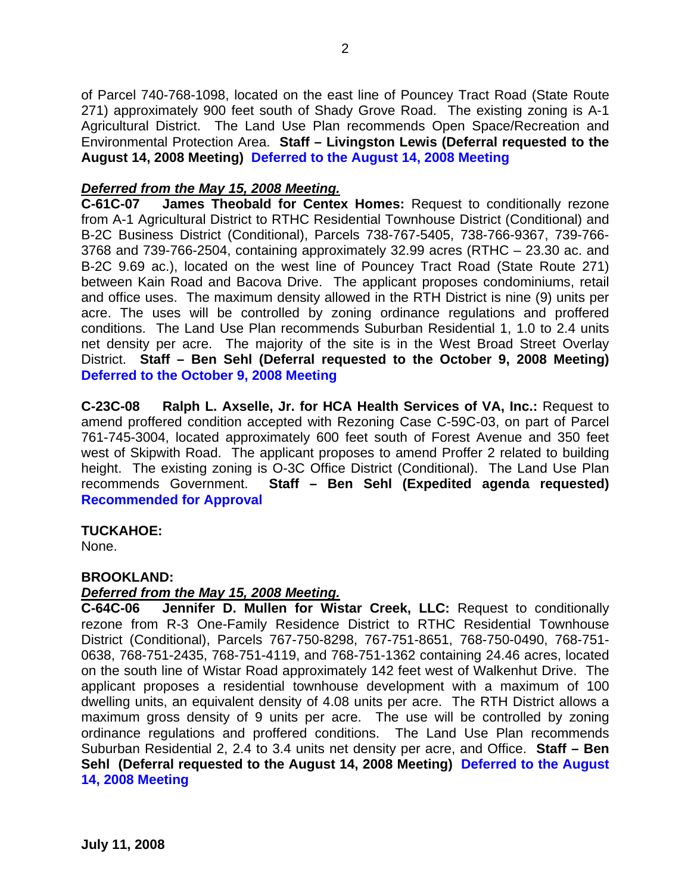of Parcel 740-768-1098, located on the east line of Pouncey Tract Road (State Route 271) approximately 900 feet south of Shady Grove Road. The existing zoning is A-1 Agricultural District. The Land Use Plan recommends Open Space/Recreation and Environmental Protection Area. **Staff – Livingston Lewis (Deferral requested to the August 14, 2008 Meeting)** **Deferred to the August 14, 2008 Meeting**

***Deferred from the May 15, 2008 Meeting.***

**C-61C-07 James Theobald for Centex Homes:** Request to conditionally rezone from A-1 Agricultural District to RTHC Residential Townhouse District (Conditional) and B-2C Business District (Conditional), Parcels 738-767-5405, 738-766-9367, 739-766-3768 and 739-766-2504, containing approximately 32.99 acres (RTHC – 23.30 ac. and B-2C 9.69 ac.), located on the west line of Pouncey Tract Road (State Route 271) between Kain Road and Bacova Drive. The applicant proposes condominiums, retail and office uses. The maximum density allowed in the RTH District is nine (9) units per acre. The uses will be controlled by zoning ordinance regulations and proffered conditions. The Land Use Plan recommends Suburban Residential 1, 1.0 to 2.4 units net density per acre. The majority of the site is in the West Broad Street Overlay District. **Staff – Ben Sehl (Deferral requested to the October 9, 2008 Meeting)** **Deferred to the October 9, 2008 Meeting**

**C-23C-08 Ralph L. Axselle, Jr. for HCA Health Services of VA, Inc.:** Request to amend proffered condition accepted with Rezoning Case C-59C-03, on part of Parcel 761-745-3004, located approximately 600 feet south of Forest Avenue and 350 feet west of Skipwith Road. The applicant proposes to amend Proffer 2 related to building height. The existing zoning is O-3C Office District (Conditional). The Land Use Plan recommends Government. **Staff – Ben Sehl (Expedited agenda requested)** **Recommended for Approval**

**TUCKAHOE:**

None.

**BROOKLAND:**

***Deferred from the May 15, 2008 Meeting.***

**C-64C-06 Jennifer D. Mullen for Wistar Creek, LLC:** Request to conditionally rezone from R-3 One-Family Residence District to RTHC Residential Townhouse District (Conditional), Parcels 767-750-8298, 767-751-8651, 768-750-0490, 768-751-0638, 768-751-2435, 768-751-4119, and 768-751-1362 containing 24.46 acres, located on the south line of Wistar Road approximately 142 feet west of Walkenhut Drive. The applicant proposes a residential townhouse development with a maximum of 100 dwelling units, an equivalent density of 4.08 units per acre. The RTH District allows a maximum gross density of 9 units per acre. The use will be controlled by zoning ordinance regulations and proffered conditions. The Land Use Plan recommends Suburban Residential 2, 2.4 to 3.4 units net density per acre, and Office. **Staff – Ben Sehl (Deferral requested to the August 14, 2008 Meeting)** **Deferred to the August 14, 2008 Meeting**

**July 11, 2008**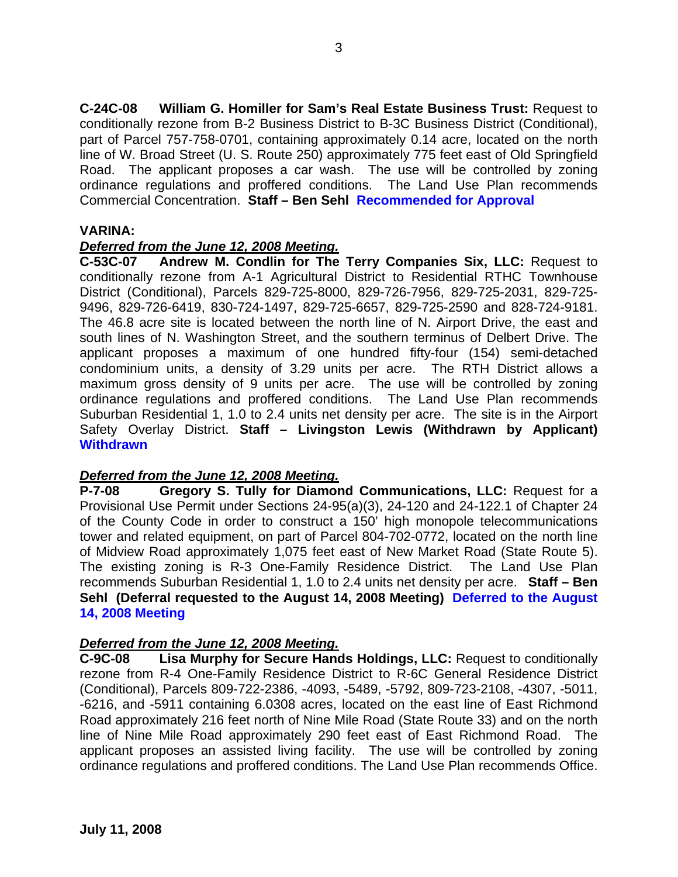**C-24C-08 William G. Homiller for Sam's Real Estate Business Trust:** Request to conditionally rezone from B-2 Business District to B-3C Business District (Conditional), part of Parcel 757-758-0701, containing approximately 0.14 acre, located on the north line of W. Broad Street (U. S. Route 250) approximately 775 feet east of Old Springfield Road. The applicant proposes a car wash. The use will be controlled by zoning ordinance regulations and proffered conditions. The Land Use Plan recommends Commercial Concentration. **Staff – Ben Sehl** **Recommended for Approval**

**VARINA:**

***Deferred from the June 12, 2008 Meeting.***

**C-53C-07 Andrew M. Condlin for The Terry Companies Six, LLC:** Request to conditionally rezone from A-1 Agricultural District to Residential RTHC Townhouse District (Conditional), Parcels 829-725-8000, 829-726-7956, 829-725-2031, 829-725-9496, 829-726-6419, 830-724-1497, 829-725-6657, 829-725-2590 and 828-724-9181. The 46.8 acre site is located between the north line of N. Airport Drive, the east and south lines of N. Washington Street, and the southern terminus of Delbert Drive. The applicant proposes a maximum of one hundred fifty-four (154) semi-detached condominium units, a density of 3.29 units per acre. The RTH District allows a maximum gross density of 9 units per acre. The use will be controlled by zoning ordinance regulations and proffered conditions. The Land Use Plan recommends Suburban Residential 1, 1.0 to 2.4 units net density per acre. The site is in the Airport Safety Overlay District. **Staff – Livingston Lewis (Withdrawn by Applicant)** **Withdrawn**

***Deferred from the June 12, 2008 Meeting.***

**P-7-08 Gregory S. Tully for Diamond Communications, LLC:** Request for a Provisional Use Permit under Sections 24-95(a)(3), 24-120 and 24-122.1 of Chapter 24 of the County Code in order to construct a 150' high monopole telecommunications tower and related equipment, on part of Parcel 804-702-0772, located on the north line of Midview Road approximately 1,075 feet east of New Market Road (State Route 5). The existing zoning is R-3 One-Family Residence District. The Land Use Plan recommends Suburban Residential 1, 1.0 to 2.4 units net density per acre. **Staff – Ben Sehl (Deferral requested to the August 14, 2008 Meeting)** **Deferred to the August 14, 2008 Meeting**

***Deferred from the June 12, 2008 Meeting.***

**C-9C-08 Lisa Murphy for Secure Hands Holdings, LLC:** Request to conditionally rezone from R-4 One-Family Residence District to R-6C General Residence District (Conditional), Parcels 809-722-2386, -4093, -5489, -5792, 809-723-2108, -4307, -5011, -6216, and -5911 containing 6.0308 acres, located on the east line of East Richmond Road approximately 216 feet north of Nine Mile Road (State Route 33) and on the north line of Nine Mile Road approximately 290 feet east of East Richmond Road. The applicant proposes an assisted living facility. The use will be controlled by zoning ordinance regulations and proffered conditions. The Land Use Plan recommends Office.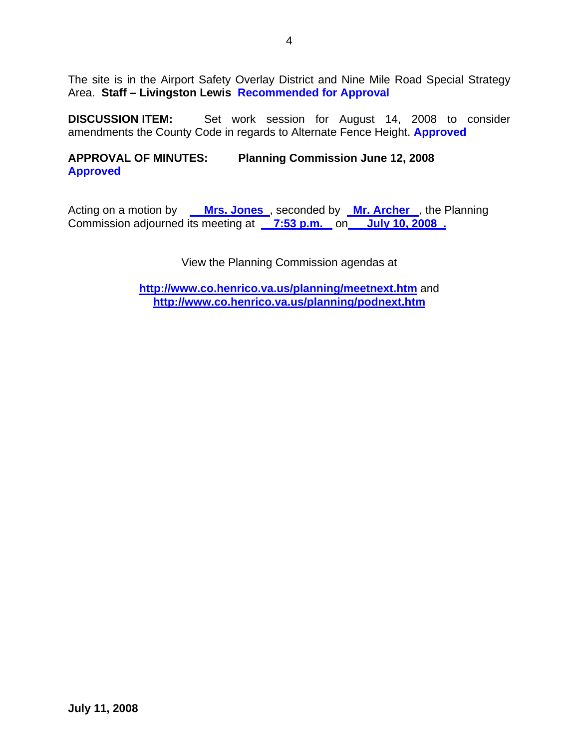The site is in the Airport Safety Overlay District and Nine Mile Road Special Strategy Area. **Staff – Livingston Lewis** **Recommended for Approval**

**DISCUSSION ITEM:** Set work session for August 14, 2008 to consider amendments the County Code in regards to Alternate Fence Height. **Approved**

**APPROVAL OF MINUTES: Planning Commission June 12, 2008**
**Approved**

Acting on a motion by **Mrs. Jones**, seconded by **Mr. Archer**, the Planning Commission adjourned its meeting at **7:53 p.m.** on **July 10, 2008**.

View the Planning Commission agendas at

**http://www.co.henrico.va.us/planning/meetnext.htm** and
**http://www.co.henrico.va.us/planning/podnext.htm**